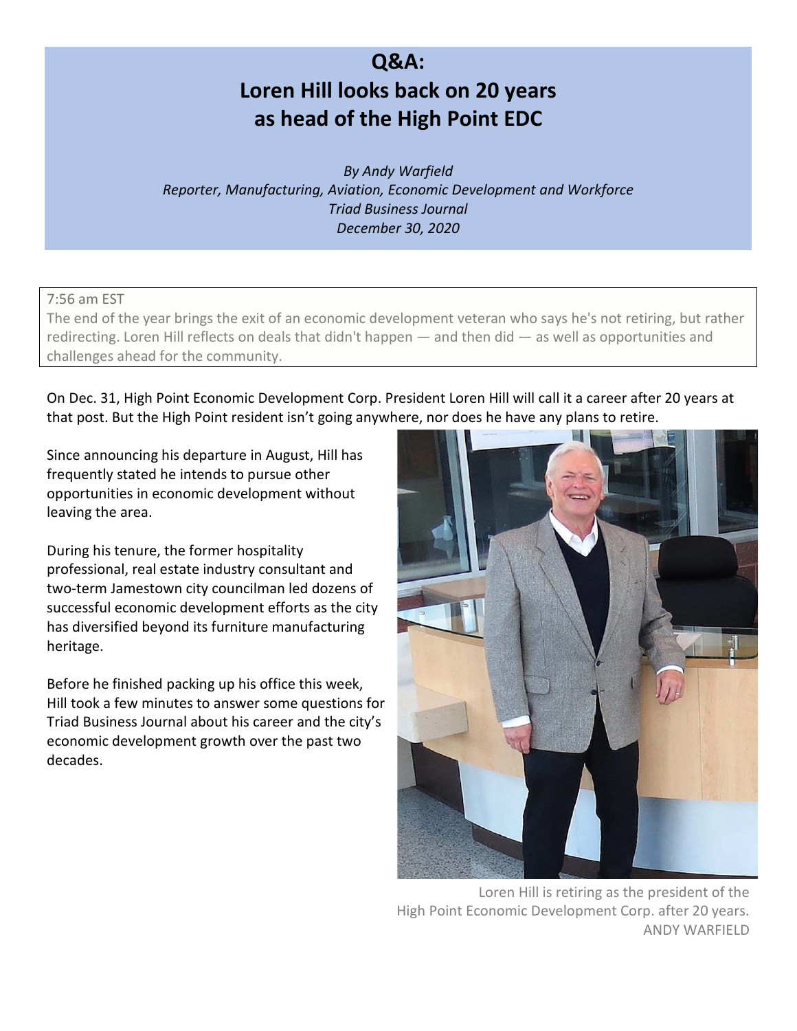# Q&A:
# Loren Hill looks back on 20 years as head of the High Point EDC

*By Andy Warfield*
*Reporter, Manufacturing, Aviation, Economic Development and Workforce*
*Triad Business Journal*
*December 30, 2020*

7:56 am EST

The end of the year brings the exit of an economic development veteran who says he's not retiring, but rather redirecting. Loren Hill reflects on deals that didn't happen — and then did — as well as opportunities and challenges ahead for the community.

On Dec. 31, High Point Economic Development Corp. President Loren Hill will call it a career after 20 years at that post. But the High Point resident isn't going anywhere, nor does he have any plans to retire.

Since announcing his departure in August, Hill has frequently stated he intends to pursue other opportunities in economic development without leaving the area.

During his tenure, the former hospitality professional, real estate industry consultant and two-term Jamestown city councilman led dozens of successful economic development efforts as the city has diversified beyond its furniture manufacturing heritage.

Before he finished packing up his office this week, Hill took a few minutes to answer some questions for Triad Business Journal about his career and the city's economic development growth over the past two decades.

Loren Hill is retiring as the president of the High Point Economic Development Corp. after 20 years. ANDY WARFIELD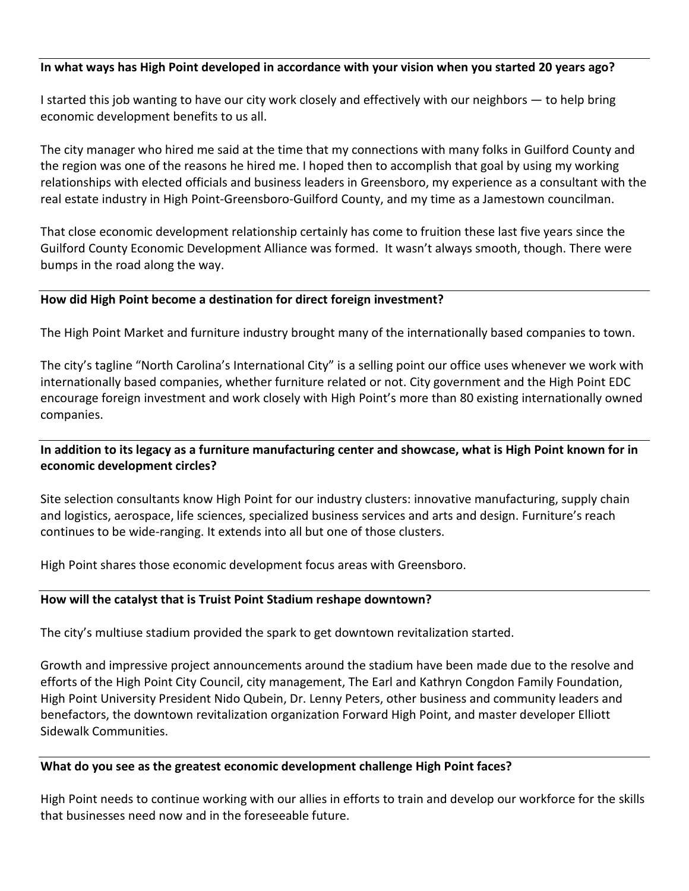**In what ways has High Point developed in accordance with your vision when you started 20 years ago?**

I started this job wanting to have our city work closely and effectively with our neighbors — to help bring economic development benefits to us all.

The city manager who hired me said at the time that my connections with many folks in Guilford County and the region was one of the reasons he hired me. I hoped then to accomplish that goal by using my working relationships with elected officials and business leaders in Greensboro, my experience as a consultant with the real estate industry in High Point-Greensboro-Guilford County, and my time as a Jamestown councilman.

That close economic development relationship certainly has come to fruition these last five years since the Guilford County Economic Development Alliance was formed. It wasn't always smooth, though. There were bumps in the road along the way.

**How did High Point become a destination for direct foreign investment?**

The High Point Market and furniture industry brought many of the internationally based companies to town.

The city's tagline "North Carolina's International City" is a selling point our office uses whenever we work with internationally based companies, whether furniture related or not. City government and the High Point EDC encourage foreign investment and work closely with High Point's more than 80 existing internationally owned companies.

**In addition to its legacy as a furniture manufacturing center and showcase, what is High Point known for in economic development circles?**

Site selection consultants know High Point for our industry clusters: innovative manufacturing, supply chain and logistics, aerospace, life sciences, specialized business services and arts and design. Furniture's reach continues to be wide-ranging. It extends into all but one of those clusters.

High Point shares those economic development focus areas with Greensboro.

**How will the catalyst that is Truist Point Stadium reshape downtown?**

The city's multiuse stadium provided the spark to get downtown revitalization started.

Growth and impressive project announcements around the stadium have been made due to the resolve and efforts of the High Point City Council, city management, The Earl and Kathryn Congdon Family Foundation, High Point University President Nido Qubein, Dr. Lenny Peters, other business and community leaders and benefactors, the downtown revitalization organization Forward High Point, and master developer Elliott Sidewalk Communities.

**What do you see as the greatest economic development challenge High Point faces?**

High Point needs to continue working with our allies in efforts to train and develop our workforce for the skills that businesses need now and in the foreseeable future.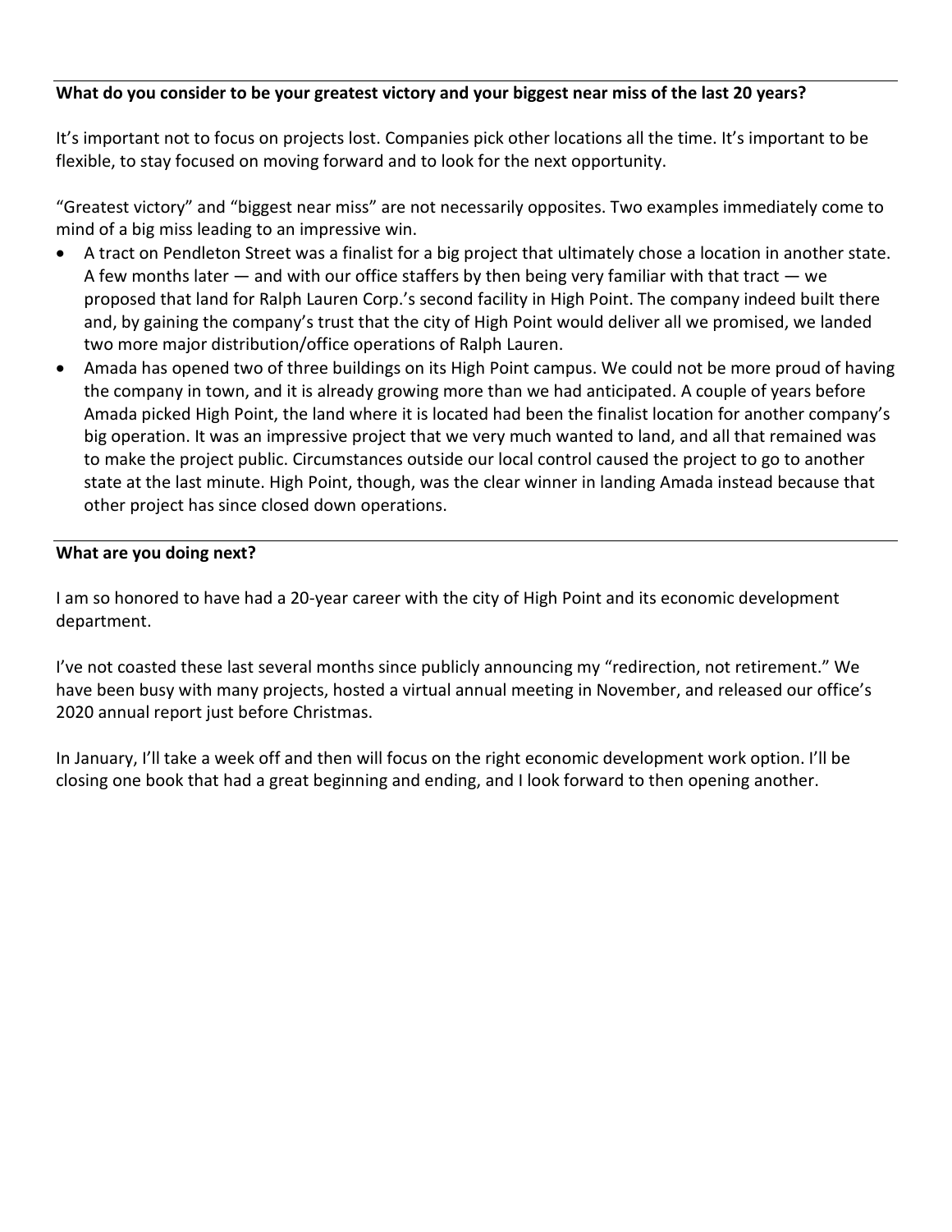**What do you consider to be your greatest victory and your biggest near miss of the last 20 years?**

It's important not to focus on projects lost. Companies pick other locations all the time. It's important to be flexible, to stay focused on moving forward and to look for the next opportunity.

"Greatest victory" and "biggest near miss" are not necessarily opposites. Two examples immediately come to mind of a big miss leading to an impressive win.

- A tract on Pendleton Street was a finalist for a big project that ultimately chose a location in another state. A few months later — and with our office staffers by then being very familiar with that tract — we proposed that land for Ralph Lauren Corp.'s second facility in High Point. The company indeed built there and, by gaining the company's trust that the city of High Point would deliver all we promised, we landed two more major distribution/office operations of Ralph Lauren.
- Amada has opened two of three buildings on its High Point campus. We could not be more proud of having the company in town, and it is already growing more than we had anticipated. A couple of years before Amada picked High Point, the land where it is located had been the finalist location for another company's big operation. It was an impressive project that we very much wanted to land, and all that remained was to make the project public. Circumstances outside our local control caused the project to go to another state at the last minute. High Point, though, was the clear winner in landing Amada instead because that other project has since closed down operations.

**What are you doing next?**

I am so honored to have had a 20-year career with the city of High Point and its economic development department.

I've not coasted these last several months since publicly announcing my "redirection, not retirement." We have been busy with many projects, hosted a virtual annual meeting in November, and released our office's 2020 annual report just before Christmas.

In January, I'll take a week off and then will focus on the right economic development work option. I'll be closing one book that had a great beginning and ending, and I look forward to then opening another.